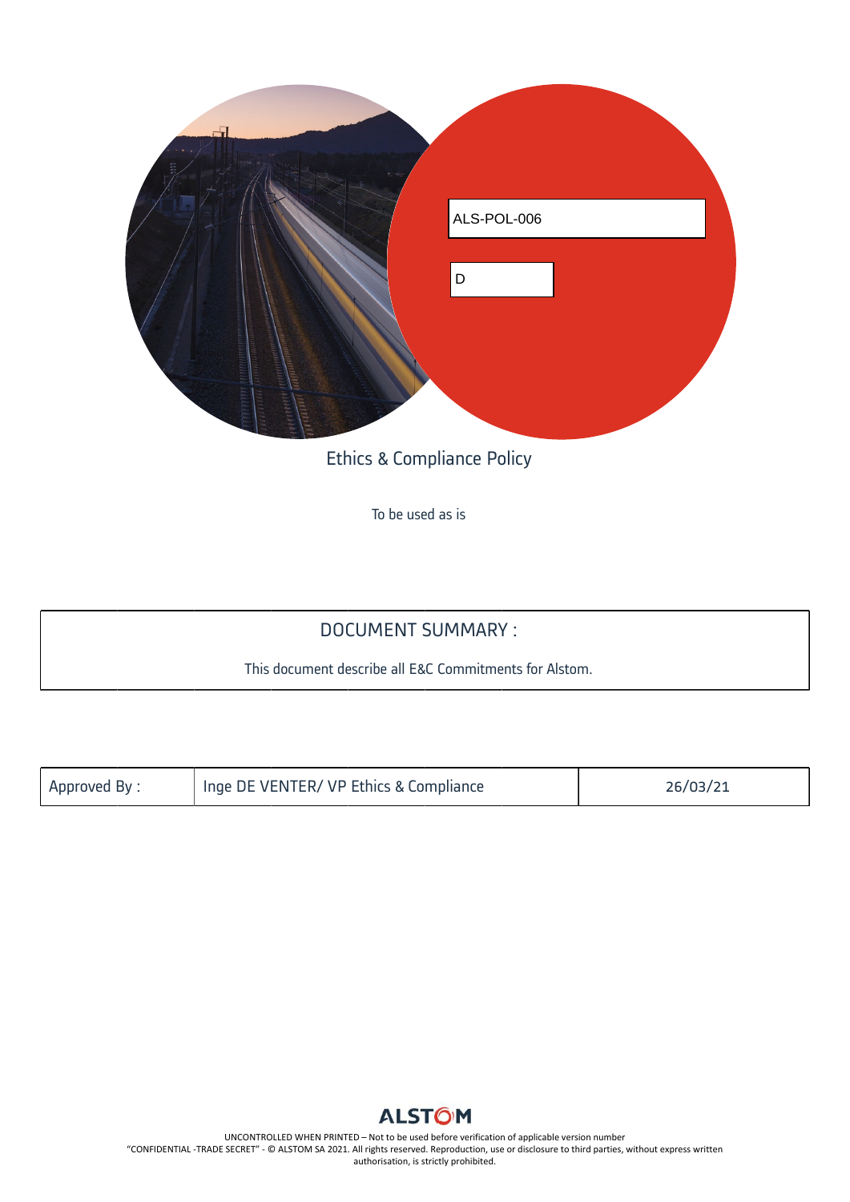ALS-POL-006

D

# Ethics & Compliance Policy

To be used as is

| DOCUMENT SUMMARY : |
| --- |
| This document describe all E&C Commitments for Alstom. |

| Approved By : | Inge DE VENTER/ VP Ethics & Compliance | 26/03/21 |
| --- | --- | --- |

ALSTOM

UNCONTROLLED WHEN PRINTED – Not to be used before verification of applicable version number
"CONFIDENTIAL -TRADE SECRET" - © ALSTOM SA 2021. All rights reserved. Reproduction, use or disclosure to third parties, without express written authorisation, is strictly prohibited.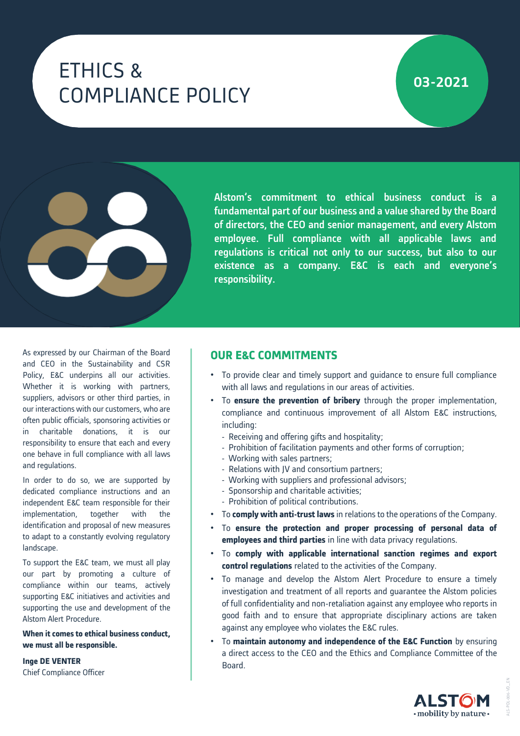# ETHICS & COMPLIANCE POLICY

**03-2021**

**Alstom's commitment to ethical business conduct is a fundamental part of our business and a value shared by the Board of directors, the CEO and senior management, and every Alstom employee. Full compliance with all applicable laws and regulations is critical not only to our success, but also to our existence as a company. E&C is each and everyone's responsibility.**

As expressed by our Chairman of the Board and CEO in the Sustainability and CSR Policy, E&C underpins all our activities. Whether it is working with partners, suppliers, advisors or other third parties, in our interactions with our customers, who are often public officials, sponsoring activities or in charitable donations, it is our responsibility to ensure that each and every one behave in full compliance with all laws and regulations.

In order to do so, we are supported by dedicated compliance instructions and an independent E&C team responsible for their implementation, together with the identification and proposal of new measures to adapt to a constantly evolving regulatory landscape.

To support the E&C team, we must all play our part by promoting a culture of compliance within our teams, actively supporting E&C initiatives and activities and supporting the use and development of the Alstom Alert Procedure.

**When it comes to ethical business conduct, we must all be responsible.**

**Inge DE VENTER**
Chief Compliance Officer

## OUR E&C COMMITMENTS

- To provide clear and timely support and guidance to ensure full compliance with all laws and regulations in our areas of activities.
- To **ensure the prevention of bribery** through the proper implementation, compliance and continuous improvement of all Alstom E&C instructions, including:
  - Receiving and offering gifts and hospitality;
  - Prohibition of facilitation payments and other forms of corruption;
  - Working with sales partners;
  - Relations with JV and consortium partners;
  - Working with suppliers and professional advisors;
  - Sponsorship and charitable activities;
  - Prohibition of political contributions.
- To **comply with anti-trust laws** in relations to the operations of the Company.
- To **ensure the protection and proper processing of personal data of employees and third parties** in line with data privacy regulations.
- To **comply with applicable international sanction regimes and export control regulations** related to the activities of the Company.
- To manage and develop the Alstom Alert Procedure to ensure a timely investigation and treatment of all reports and guarantee the Alstom policies of full confidentiality and non-retaliation against any employee who reports in good faith and to ensure that appropriate disciplinary actions are taken against any employee who violates the E&C rules.
- To **maintain autonomy and independence of the E&C Function** by ensuring a direct access to the CEO and the Ethics and Compliance Committee of the Board.

ALSTOM • mobility by nature •